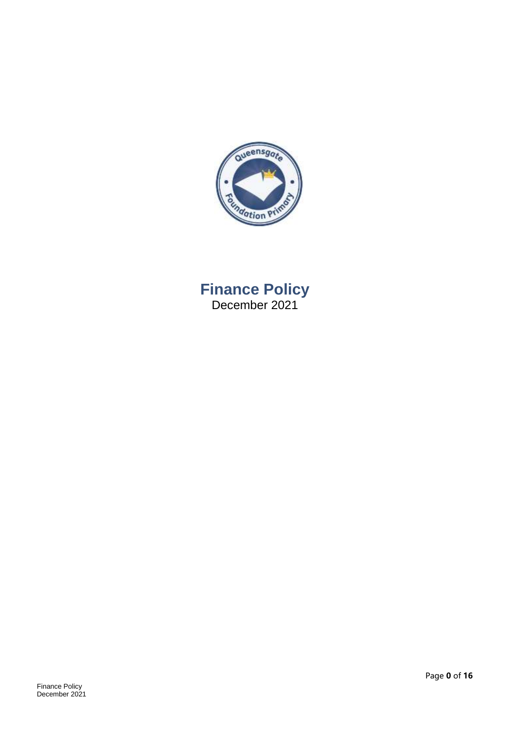# Finance Policy

December 2021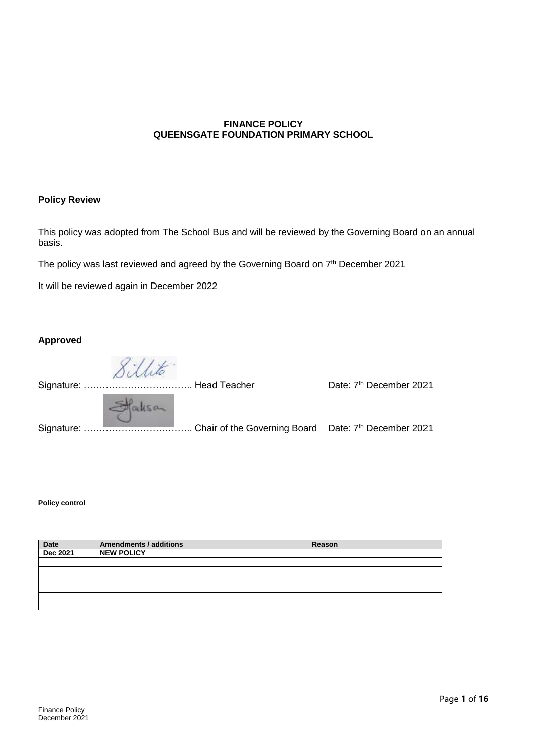**FINANCE POLICY**
**QUEENSGATE FOUNDATION PRIMARY SCHOOL**

**Policy Review**

This policy was adopted from The School Bus and will be reviewed by the Governing Board on an annual basis.

The policy was last reviewed and agreed by the Governing Board on 7th December 2021

It will be reviewed again in December 2022

**Approved**

Signature: …………………………….. Head Teacher Date: 7th December 2021

Signature: …………………………….. Chair of the Governing Board Date: 7th December 2021

**Policy control**

| Date | Amendments / additions | Reason |
|---|---|---|
| **Dec 2021** | **NEW POLICY** | |
| | | |
| | | |
| | | |
| | | |
| | | |
| | | |

Finance Policy
December 2021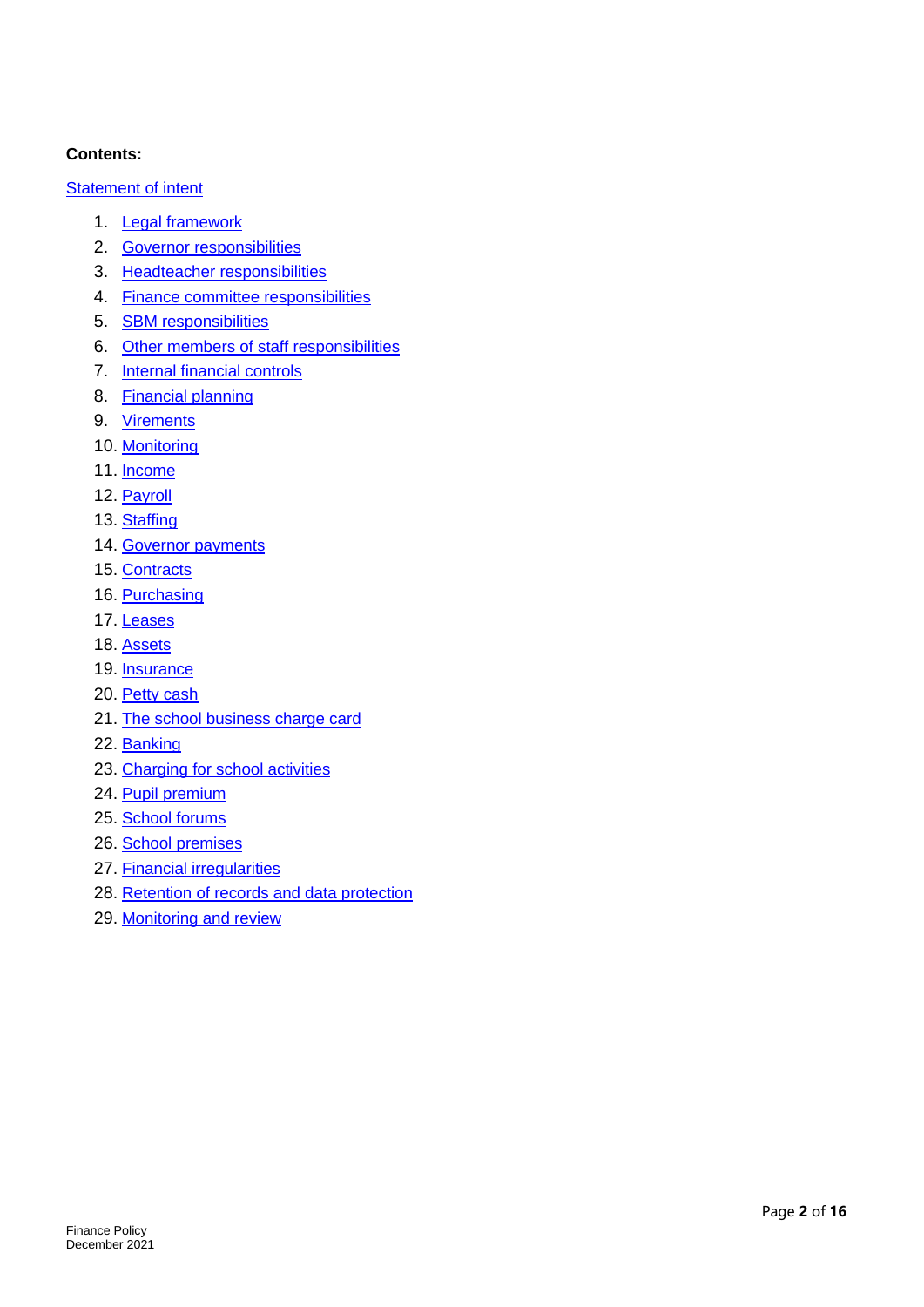**Contents:**

[Statement of intent]

1. [Legal framework]
2. [Governor responsibilities]
3. [Headteacher responsibilities]
4. [Finance committee responsibilities]
5. [SBM responsibilities]
6. [Other members of staff responsibilities]
7. [Internal financial controls]
8. [Financial planning]
9. [Virements]
10. [Monitoring]
11. [Income]
12. [Payroll]
13. [Staffing]
14. [Governor payments]
15. [Contracts]
16. [Purchasing]
17. [Leases]
18. [Assets]
19. [Insurance]
20. [Petty cash]
21. [The school business charge card]
22. [Banking]
23. [Charging for school activities]
24. [Pupil premium]
25. [School forums]
26. [School premises]
27. [Financial irregularities]
28. [Retention of records and data protection]
29. [Monitoring and review]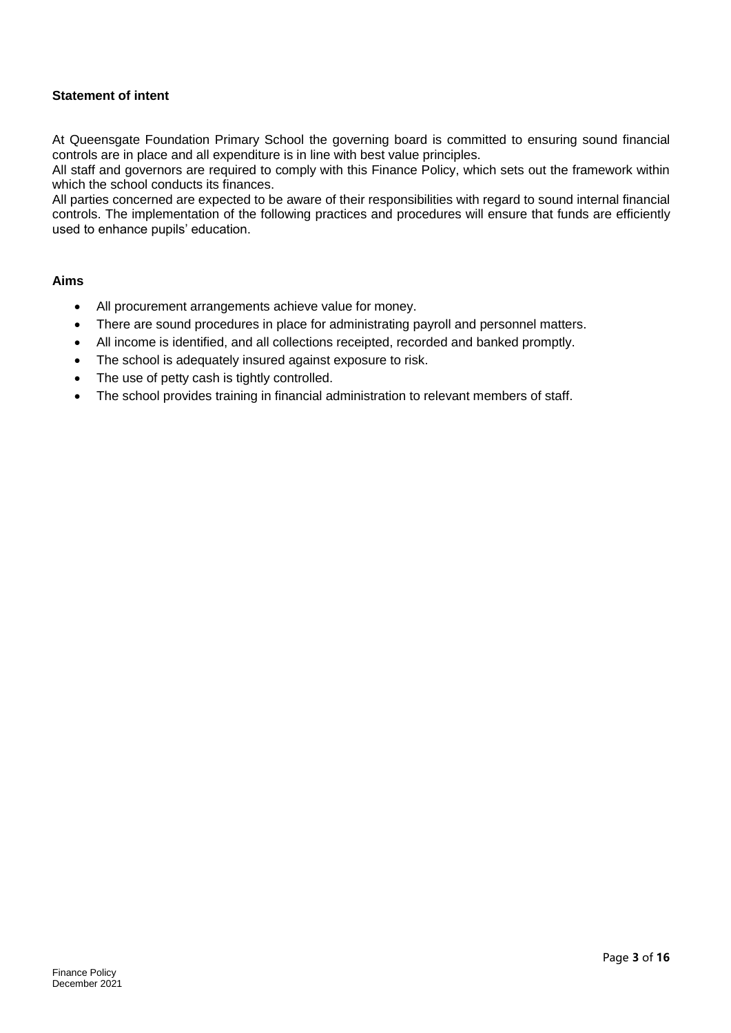### Statement of intent

At Queensgate Foundation Primary School the governing board is committed to ensuring sound financial controls are in place and all expenditure is in line with best value principles.

All staff and governors are required to comply with this Finance Policy, which sets out the framework within which the school conducts its finances.

All parties concerned are expected to be aware of their responsibilities with regard to sound internal financial controls. The implementation of the following practices and procedures will ensure that funds are efficiently used to enhance pupils' education.

### Aims

- All procurement arrangements achieve value for money.
- There are sound procedures in place for administrating payroll and personnel matters.
- All income is identified, and all collections receipted, recorded and banked promptly.
- The school is adequately insured against exposure to risk.
- The use of petty cash is tightly controlled.
- The school provides training in financial administration to relevant members of staff.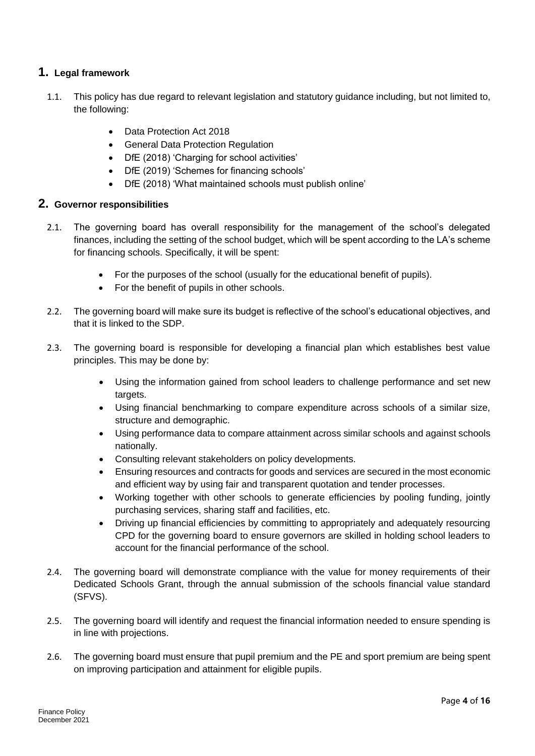## 1. Legal framework

1.1. This policy has due regard to relevant legislation and statutory guidance including, but not limited to, the following:

- Data Protection Act 2018
- General Data Protection Regulation
- DfE (2018) 'Charging for school activities'
- DfE (2019) 'Schemes for financing schools'
- DfE (2018) 'What maintained schools must publish online'

## 2. Governor responsibilities

2.1. The governing board has overall responsibility for the management of the school's delegated finances, including the setting of the school budget, which will be spent according to the LA's scheme for financing schools. Specifically, it will be spent:

- For the purposes of the school (usually for the educational benefit of pupils).
- For the benefit of pupils in other schools.

2.2. The governing board will make sure its budget is reflective of the school's educational objectives, and that it is linked to the SDP.

2.3. The governing board is responsible for developing a financial plan which establishes best value principles. This may be done by:

- Using the information gained from school leaders to challenge performance and set new targets.
- Using financial benchmarking to compare expenditure across schools of a similar size, structure and demographic.
- Using performance data to compare attainment across similar schools and against schools nationally.
- Consulting relevant stakeholders on policy developments.
- Ensuring resources and contracts for goods and services are secured in the most economic and efficient way by using fair and transparent quotation and tender processes.
- Working together with other schools to generate efficiencies by pooling funding, jointly purchasing services, sharing staff and facilities, etc.
- Driving up financial efficiencies by committing to appropriately and adequately resourcing CPD for the governing board to ensure governors are skilled in holding school leaders to account for the financial performance of the school.

2.4. The governing board will demonstrate compliance with the value for money requirements of their Dedicated Schools Grant, through the annual submission of the schools financial value standard (SFVS).

2.5. The governing board will identify and request the financial information needed to ensure spending is in line with projections.

2.6. The governing board must ensure that pupil premium and the PE and sport premium are being spent on improving participation and attainment for eligible pupils.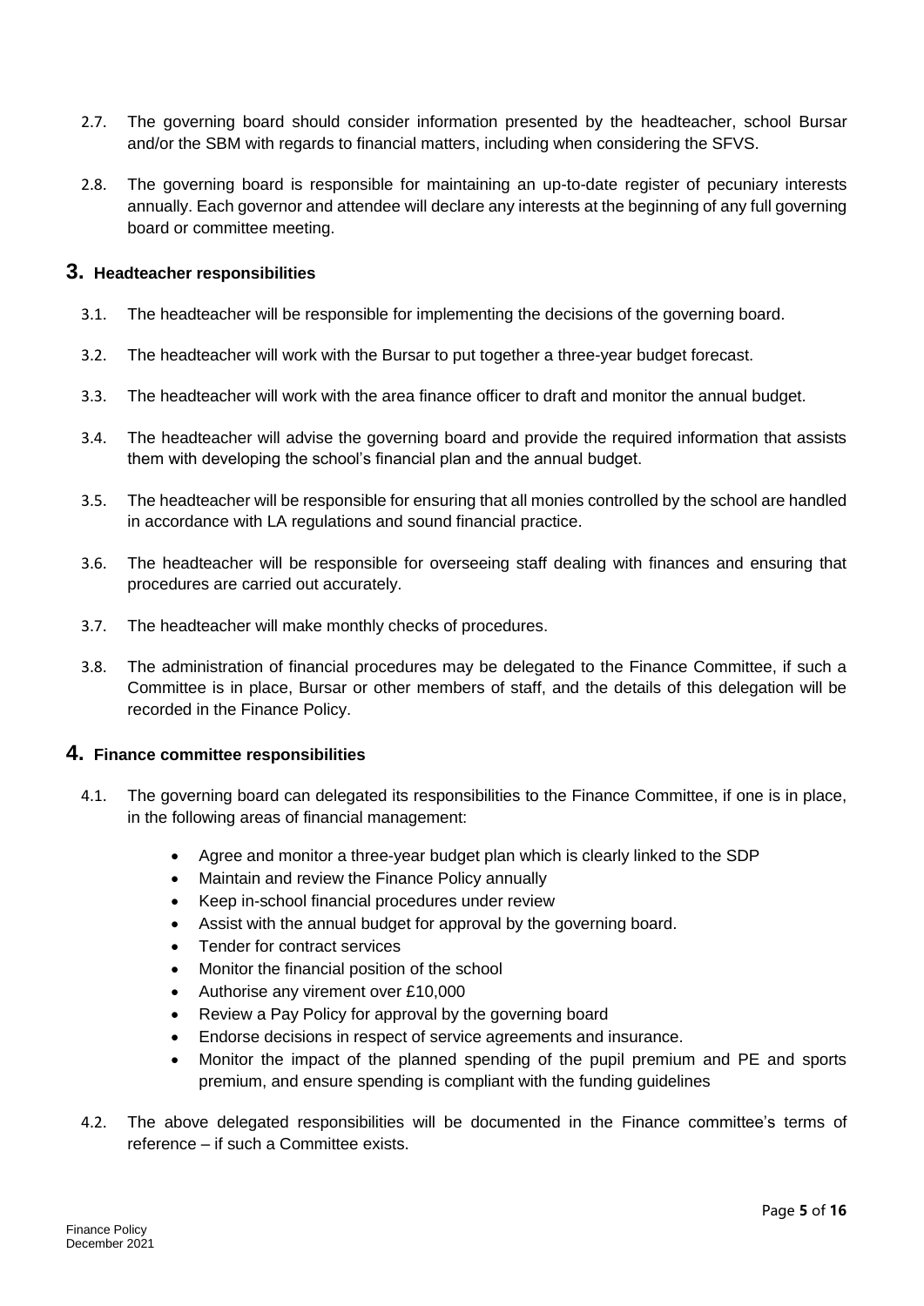2.7. The governing board should consider information presented by the headteacher, school Bursar and/or the SBM with regards to financial matters, including when considering the SFVS.

2.8. The governing board is responsible for maintaining an up-to-date register of pecuniary interests annually. Each governor and attendee will declare any interests at the beginning of any full governing board or committee meeting.

## 3. Headteacher responsibilities

3.1. The headteacher will be responsible for implementing the decisions of the governing board.

3.2. The headteacher will work with the Bursar to put together a three-year budget forecast.

3.3. The headteacher will work with the area finance officer to draft and monitor the annual budget.

3.4. The headteacher will advise the governing board and provide the required information that assists them with developing the school's financial plan and the annual budget.

3.5. The headteacher will be responsible for ensuring that all monies controlled by the school are handled in accordance with LA regulations and sound financial practice.

3.6. The headteacher will be responsible for overseeing staff dealing with finances and ensuring that procedures are carried out accurately.

3.7. The headteacher will make monthly checks of procedures.

3.8. The administration of financial procedures may be delegated to the Finance Committee, if such a Committee is in place, Bursar or other members of staff, and the details of this delegation will be recorded in the Finance Policy.

## 4. Finance committee responsibilities

4.1. The governing board can delegated its responsibilities to the Finance Committee, if one is in place, in the following areas of financial management:

- Agree and monitor a three-year budget plan which is clearly linked to the SDP
- Maintain and review the Finance Policy annually
- Keep in-school financial procedures under review
- Assist with the annual budget for approval by the governing board.
- Tender for contract services
- Monitor the financial position of the school
- Authorise any virement over £10,000
- Review a Pay Policy for approval by the governing board
- Endorse decisions in respect of service agreements and insurance.
- Monitor the impact of the planned spending of the pupil premium and PE and sports premium, and ensure spending is compliant with the funding guidelines

4.2. The above delegated responsibilities will be documented in the Finance committee's terms of reference – if such a Committee exists.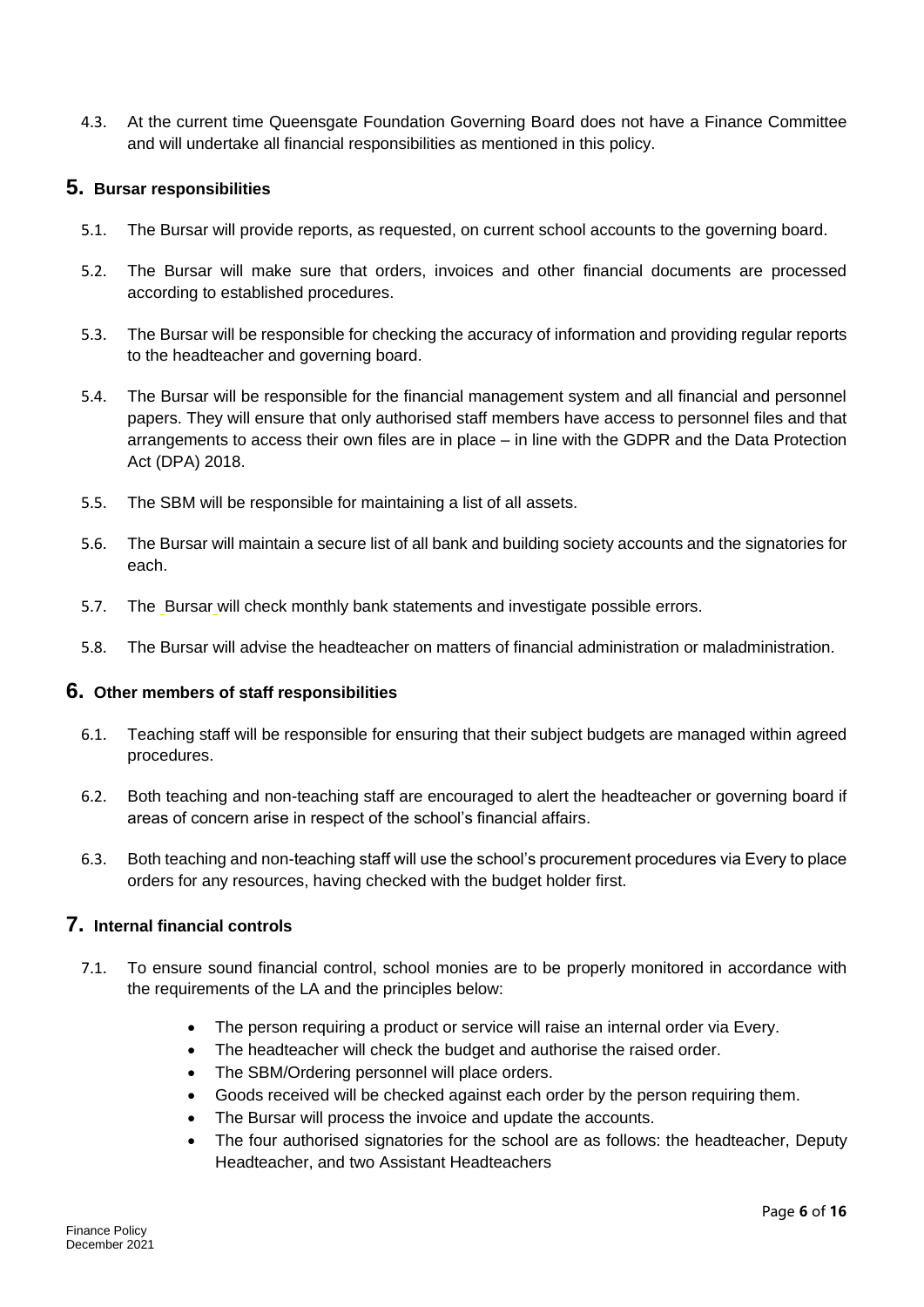4.3. At the current time Queensgate Foundation Governing Board does not have a Finance Committee and will undertake all financial responsibilities as mentioned in this policy.

## 5. Bursar responsibilities

5.1. The Bursar will provide reports, as requested, on current school accounts to the governing board.

5.2. The Bursar will make sure that orders, invoices and other financial documents are processed according to established procedures.

5.3. The Bursar will be responsible for checking the accuracy of information and providing regular reports to the headteacher and governing board.

5.4. The Bursar will be responsible for the financial management system and all financial and personnel papers. They will ensure that only authorised staff members have access to personnel files and that arrangements to access their own files are in place – in line with the GDPR and the Data Protection Act (DPA) 2018.

5.5. The SBM will be responsible for maintaining a list of all assets.

5.6. The Bursar will maintain a secure list of all bank and building society accounts and the signatories for each.

5.7. The Bursar will check monthly bank statements and investigate possible errors.

5.8. The Bursar will advise the headteacher on matters of financial administration or maladministration.

## 6. Other members of staff responsibilities

6.1. Teaching staff will be responsible for ensuring that their subject budgets are managed within agreed procedures.

6.2. Both teaching and non-teaching staff are encouraged to alert the headteacher or governing board if areas of concern arise in respect of the school's financial affairs.

6.3. Both teaching and non-teaching staff will use the school's procurement procedures via Every to place orders for any resources, having checked with the budget holder first.

## 7. Internal financial controls

7.1. To ensure sound financial control, school monies are to be properly monitored in accordance with the requirements of the LA and the principles below:

- The person requiring a product or service will raise an internal order via Every.
- The headteacher will check the budget and authorise the raised order.
- The SBM/Ordering personnel will place orders.
- Goods received will be checked against each order by the person requiring them.
- The Bursar will process the invoice and update the accounts.
- The four authorised signatories for the school are as follows: the headteacher, Deputy Headteacher, and two Assistant Headteachers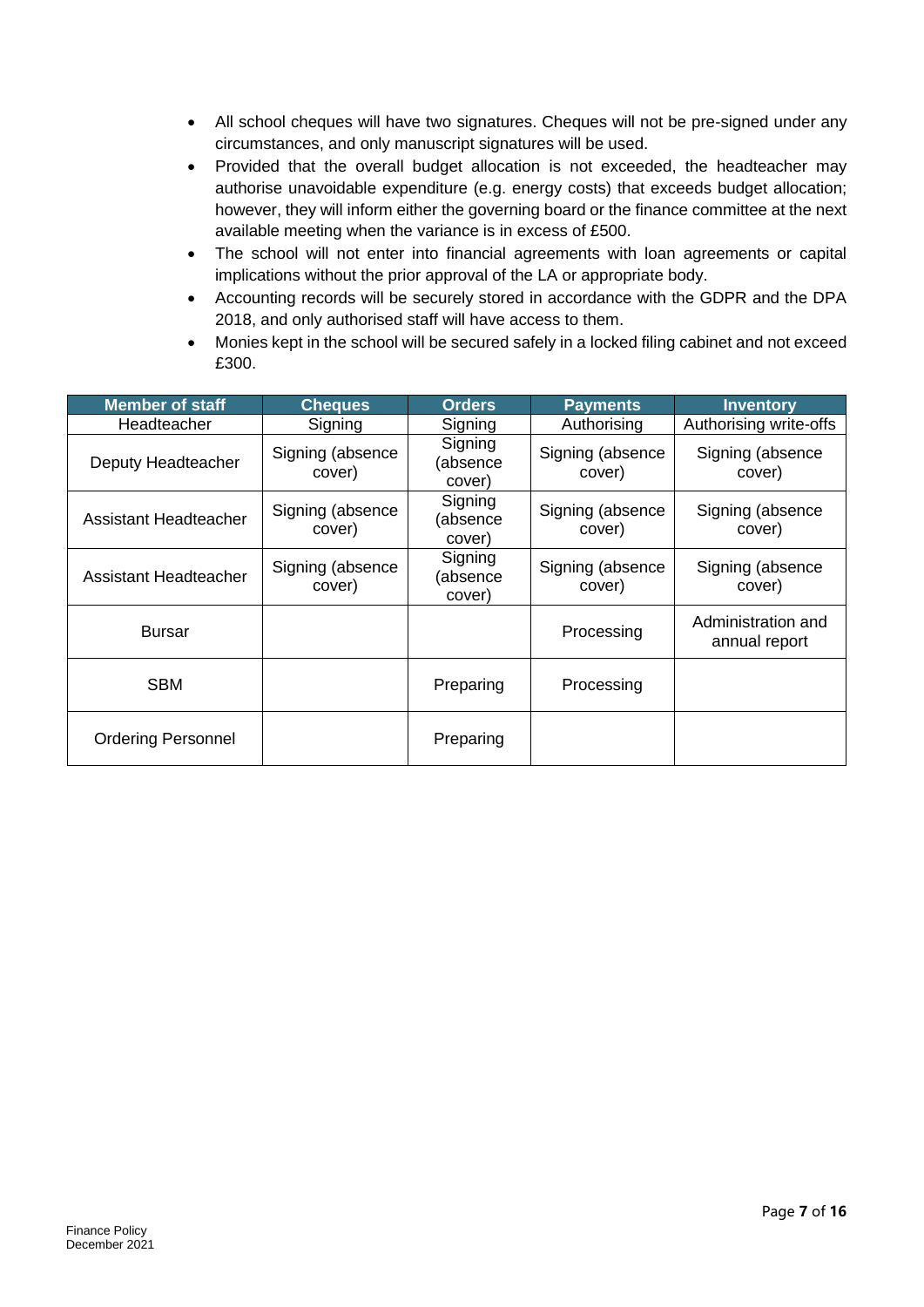- All school cheques will have two signatures. Cheques will not be pre-signed under any circumstances, and only manuscript signatures will be used.
- Provided that the overall budget allocation is not exceeded, the headteacher may authorise unavoidable expenditure (e.g. energy costs) that exceeds budget allocation; however, they will inform either the governing board or the finance committee at the next available meeting when the variance is in excess of £500.
- The school will not enter into financial agreements with loan agreements or capital implications without the prior approval of the LA or appropriate body.
- Accounting records will be securely stored in accordance with the GDPR and the DPA 2018, and only authorised staff will have access to them.
- Monies kept in the school will be secured safely in a locked filing cabinet and not exceed £300.

| Member of staff | Cheques | Orders | Payments | Inventory |
|---|---|---|---|---|
| Headteacher | Signing | Signing | Authorising | Authorising write-offs |
| Deputy Headteacher | Signing (absence cover) | Signing (absence cover) | Signing (absence cover) | Signing (absence cover) |
| Assistant Headteacher | Signing (absence cover) | Signing (absence cover) | Signing (absence cover) | Signing (absence cover) |
| Assistant Headteacher | Signing (absence cover) | Signing (absence cover) | Signing (absence cover) | Signing (absence cover) |
| Bursar | | | Processing | Administration and annual report |
| SBM | | Preparing | Processing | |
| Ordering Personnel | | Preparing | | |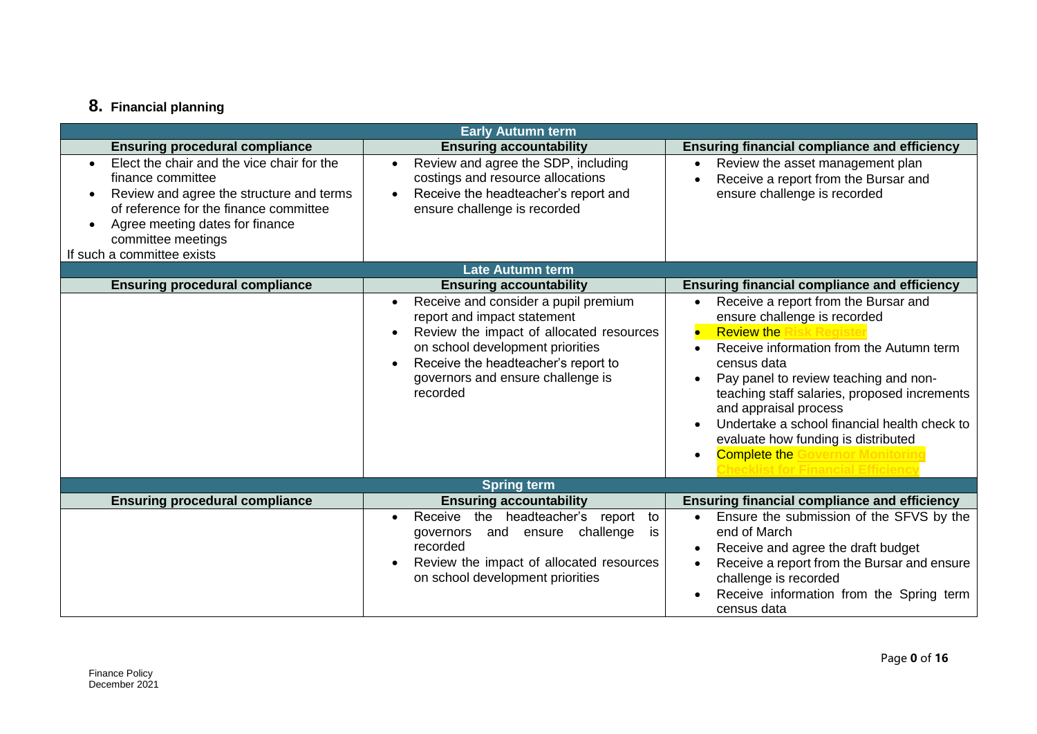## 8. Financial planning

| Early Autumn term | | |
|---|---|---|
| **Ensuring procedural compliance** | **Ensuring accountability** | **Ensuring financial compliance and efficiency** |
| • Elect the chair and the vice chair for the finance committee<br>• Review and agree the structure and terms of reference for the finance committee<br>• Agree meeting dates for finance committee meetings<br>If such a committee exists | • Review and agree the SDP, including costings and resource allocations<br>• Receive the headteacher's report and ensure challenge is recorded | • Review the asset management plan<br>• Receive a report from the Bursar and ensure challenge is recorded |
| **Late Autumn term** | | |
| **Ensuring procedural compliance** | **Ensuring accountability** | **Ensuring financial compliance and efficiency** |
| | • Receive and consider a pupil premium report and impact statement<br>• Review the impact of allocated resources on school development priorities<br>• Receive the headteacher's report to governors and ensure challenge is recorded | • Receive a report from the Bursar and ensure challenge is recorded<br>• Review the Risk Register<br>• Receive information from the Autumn term census data<br>• Pay panel to review teaching and non-teaching staff salaries, proposed increments and appraisal process<br>• Undertake a school financial health check to evaluate how funding is distributed<br>• Complete the Governor Monitoring Checklist for Financial Efficiency |
| **Spring term** | | |
| **Ensuring procedural compliance** | **Ensuring accountability** | **Ensuring financial compliance and efficiency** |
| | • Receive the headteacher's report to governors and ensure challenge is recorded<br>• Review the impact of allocated resources on school development priorities | • Ensure the submission of the SFVS by the end of March<br>• Receive and agree the draft budget<br>• Receive a report from the Bursar and ensure challenge is recorded<br>• Receive information from the Spring term census data |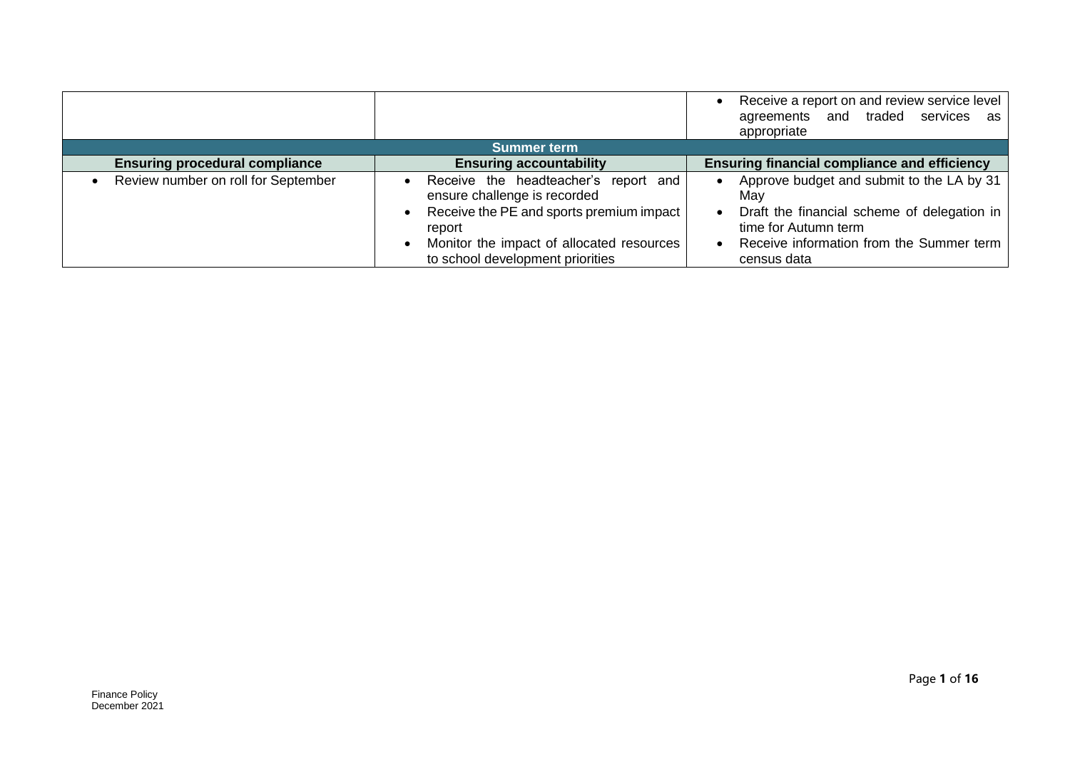| | | |
|---|---|---|
| | | • Receive a report on and review service level agreements and traded services as appropriate |
| **Summer term** | | |
| **Ensuring procedural compliance** | **Ensuring accountability** | **Ensuring financial compliance and efficiency** |
| • Review number on roll for September | • Receive the headteacher's report and ensure challenge is recorded<br>• Receive the PE and sports premium impact report<br>• Monitor the impact of allocated resources to school development priorities | • Approve budget and submit to the LA by 31 May<br>• Draft the financial scheme of delegation in time for Autumn term<br>• Receive information from the Summer term census data |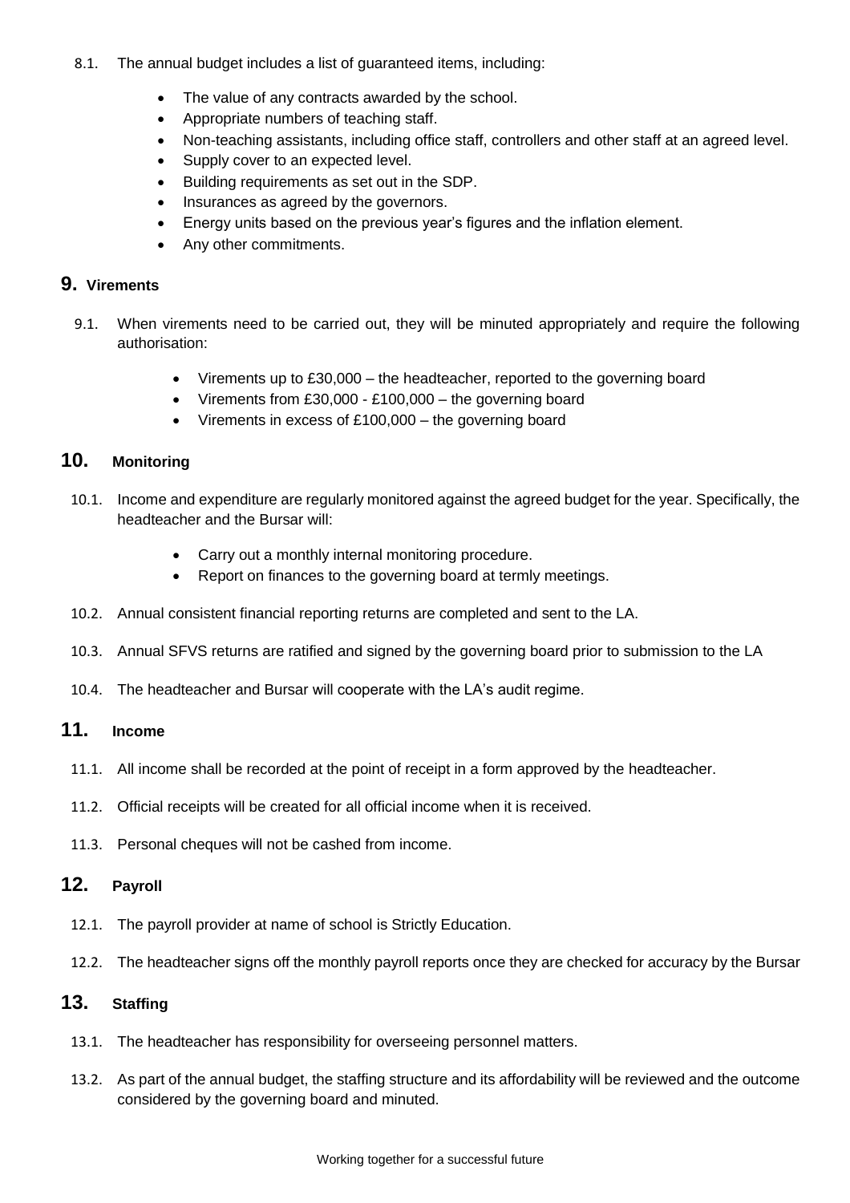8.1. The annual budget includes a list of guaranteed items, including:

- The value of any contracts awarded by the school.
- Appropriate numbers of teaching staff.
- Non-teaching assistants, including office staff, controllers and other staff at an agreed level.
- Supply cover to an expected level.
- Building requirements as set out in the SDP.
- Insurances as agreed by the governors.
- Energy units based on the previous year's figures and the inflation element.
- Any other commitments.

## 9. Virements

9.1. When virements need to be carried out, they will be minuted appropriately and require the following authorisation:

- Virements up to £30,000 – the headteacher, reported to the governing board
- Virements from £30,000 - £100,000 – the governing board
- Virements in excess of £100,000 – the governing board

## 10. Monitoring

10.1. Income and expenditure are regularly monitored against the agreed budget for the year. Specifically, the headteacher and the Bursar will:

- Carry out a monthly internal monitoring procedure.
- Report on finances to the governing board at termly meetings.

10.2. Annual consistent financial reporting returns are completed and sent to the LA.

10.3. Annual SFVS returns are ratified and signed by the governing board prior to submission to the LA

10.4. The headteacher and Bursar will cooperate with the LA's audit regime.

## 11. Income

11.1. All income shall be recorded at the point of receipt in a form approved by the headteacher.

11.2. Official receipts will be created for all official income when it is received.

11.3. Personal cheques will not be cashed from income.

## 12. Payroll

12.1. The payroll provider at name of school is Strictly Education.

12.2. The headteacher signs off the monthly payroll reports once they are checked for accuracy by the Bursar

## 13. Staffing

13.1. The headteacher has responsibility for overseeing personnel matters.

13.2. As part of the annual budget, the staffing structure and its affordability will be reviewed and the outcome considered by the governing board and minuted.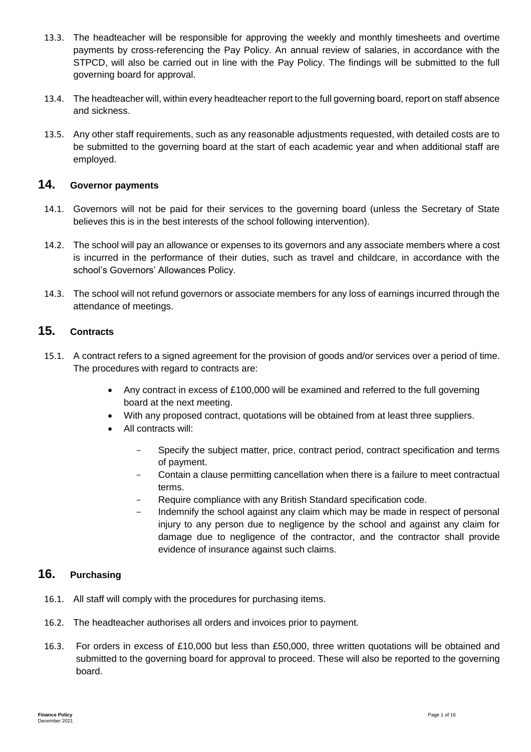13.3. The headteacher will be responsible for approving the weekly and monthly timesheets and overtime payments by cross-referencing the Pay Policy. An annual review of salaries, in accordance with the STPCD, will also be carried out in line with the Pay Policy. The findings will be submitted to the full governing board for approval.

13.4. The headteacher will, within every headteacher report to the full governing board, report on staff absence and sickness.

13.5. Any other staff requirements, such as any reasonable adjustments requested, with detailed costs are to be submitted to the governing board at the start of each academic year and when additional staff are employed.

## 14. Governor payments

14.1. Governors will not be paid for their services to the governing board (unless the Secretary of State believes this is in the best interests of the school following intervention).

14.2. The school will pay an allowance or expenses to its governors and any associate members where a cost is incurred in the performance of their duties, such as travel and childcare, in accordance with the school's Governors' Allowances Policy.

14.3. The school will not refund governors or associate members for any loss of earnings incurred through the attendance of meetings.

## 15. Contracts

15.1. A contract refers to a signed agreement for the provision of goods and/or services over a period of time. The procedures with regard to contracts are:

- Any contract in excess of £100,000 will be examined and referred to the full governing board at the next meeting.
- With any proposed contract, quotations will be obtained from at least three suppliers.
- All contracts will:
  - Specify the subject matter, price, contract period, contract specification and terms of payment.
  - Contain a clause permitting cancellation when there is a failure to meet contractual terms.
  - Require compliance with any British Standard specification code.
  - Indemnify the school against any claim which may be made in respect of personal injury to any person due to negligence by the school and against any claim for damage due to negligence of the contractor, and the contractor shall provide evidence of insurance against such claims.

## 16. Purchasing

16.1. All staff will comply with the procedures for purchasing items.

16.2. The headteacher authorises all orders and invoices prior to payment.

16.3. For orders in excess of £10,000 but less than £50,000, three written quotations will be obtained and submitted to the governing board for approval to proceed. These will also be reported to the governing board.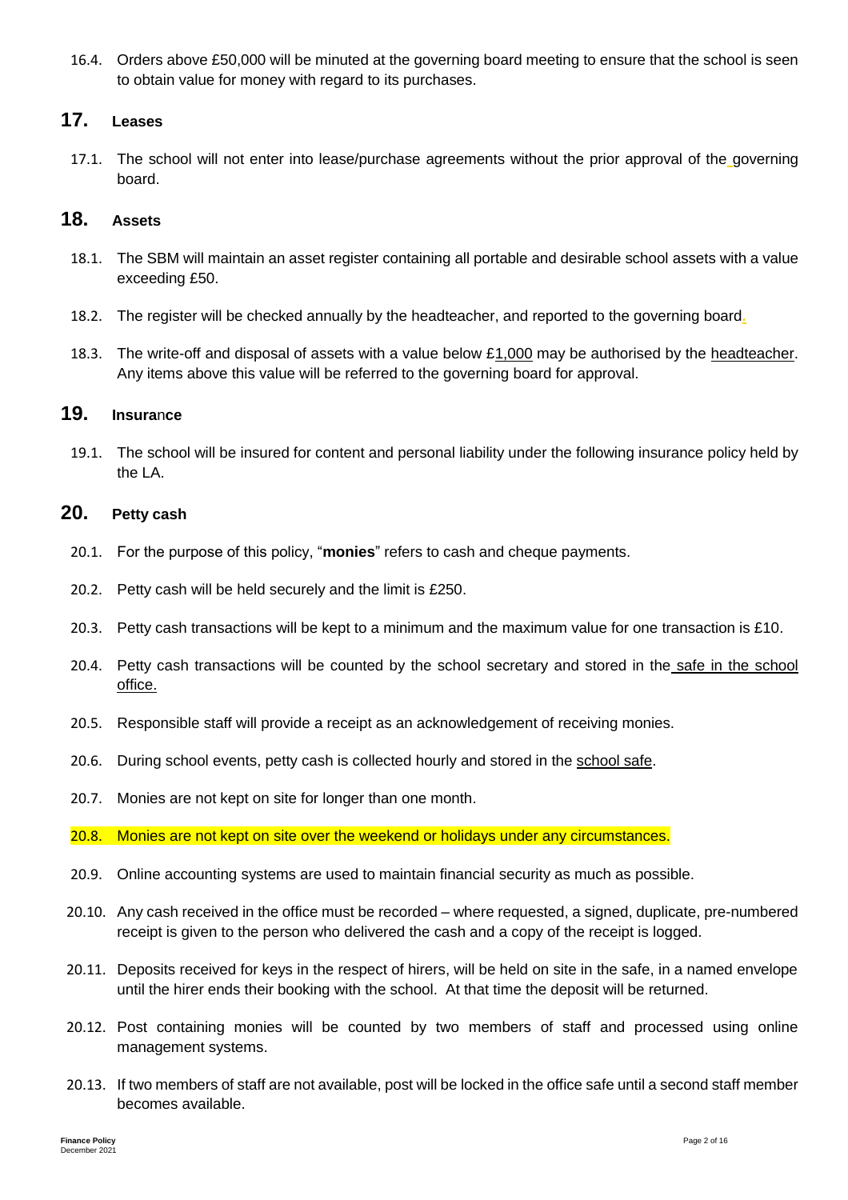16.4. Orders above £50,000 will be minuted at the governing board meeting to ensure that the school is seen to obtain value for money with regard to its purchases.

## 17. Leases

17.1. The school will not enter into lease/purchase agreements without the prior approval of the governing board.

## 18. Assets

18.1. The SBM will maintain an asset register containing all portable and desirable school assets with a value exceeding £50.

18.2. The register will be checked annually by the headteacher, and reported to the governing board.

18.3. The write-off and disposal of assets with a value below £1,000 may be authorised by the headteacher. Any items above this value will be referred to the governing board for approval.

## 19. Insurance

19.1. The school will be insured for content and personal liability under the following insurance policy held by the LA.

## 20. Petty cash

20.1. For the purpose of this policy, "**monies**" refers to cash and cheque payments.

20.2. Petty cash will be held securely and the limit is £250.

20.3. Petty cash transactions will be kept to a minimum and the maximum value for one transaction is £10.

20.4. Petty cash transactions will be counted by the school secretary and stored in the safe in the school office.

20.5. Responsible staff will provide a receipt as an acknowledgement of receiving monies.

20.6. During school events, petty cash is collected hourly and stored in the school safe.

20.7. Monies are not kept on site for longer than one month.

20.8. Monies are not kept on site over the weekend or holidays under any circumstances.

20.9. Online accounting systems are used to maintain financial security as much as possible.

20.10. Any cash received in the office must be recorded – where requested, a signed, duplicate, pre-numbered receipt is given to the person who delivered the cash and a copy of the receipt is logged.

20.11. Deposits received for keys in the respect of hirers, will be held on site in the safe, in a named envelope until the hirer ends their booking with the school. At that time the deposit will be returned.

20.12. Post containing monies will be counted by two members of staff and processed using online management systems.

20.13. If two members of staff are not available, post will be locked in the office safe until a second staff member becomes available.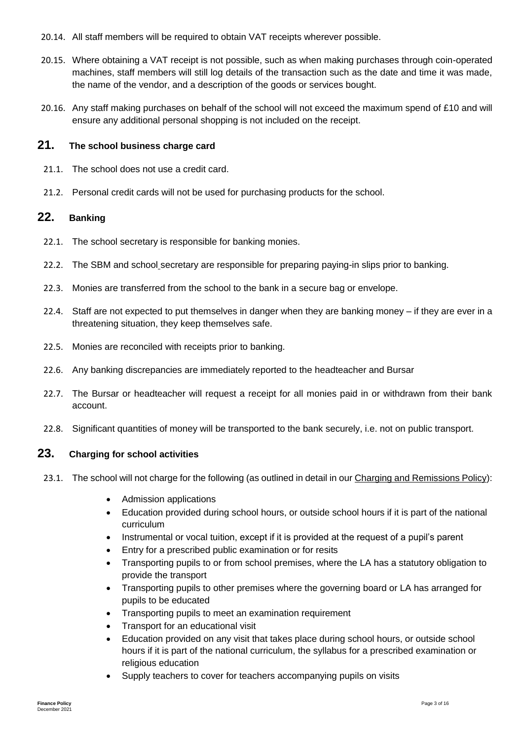20.14. All staff members will be required to obtain VAT receipts wherever possible.

20.15. Where obtaining a VAT receipt is not possible, such as when making purchases through coin-operated machines, staff members will still log details of the transaction such as the date and time it was made, the name of the vendor, and a description of the goods or services bought.

20.16. Any staff making purchases on behalf of the school will not exceed the maximum spend of £10 and will ensure any additional personal shopping is not included on the receipt.

## 21. The school business charge card

21.1. The school does not use a credit card.

21.2. Personal credit cards will not be used for purchasing products for the school.

## 22. Banking

22.1. The school secretary is responsible for banking monies.

22.2. The SBM and school secretary are responsible for preparing paying-in slips prior to banking.

22.3. Monies are transferred from the school to the bank in a secure bag or envelope.

22.4. Staff are not expected to put themselves in danger when they are banking money – if they are ever in a threatening situation, they keep themselves safe.

22.5. Monies are reconciled with receipts prior to banking.

22.6. Any banking discrepancies are immediately reported to the headteacher and Bursar

22.7. The Bursar or headteacher will request a receipt for all monies paid in or withdrawn from their bank account.

22.8. Significant quantities of money will be transported to the bank securely, i.e. not on public transport.

## 23. Charging for school activities

23.1. The school will not charge for the following (as outlined in detail in our Charging and Remissions Policy):

- Admission applications
- Education provided during school hours, or outside school hours if it is part of the national curriculum
- Instrumental or vocal tuition, except if it is provided at the request of a pupil's parent
- Entry for a prescribed public examination or for resits
- Transporting pupils to or from school premises, where the LA has a statutory obligation to provide the transport
- Transporting pupils to other premises where the governing board or LA has arranged for pupils to be educated
- Transporting pupils to meet an examination requirement
- Transport for an educational visit
- Education provided on any visit that takes place during school hours, or outside school hours if it is part of the national curriculum, the syllabus for a prescribed examination or religious education
- Supply teachers to cover for teachers accompanying pupils on visits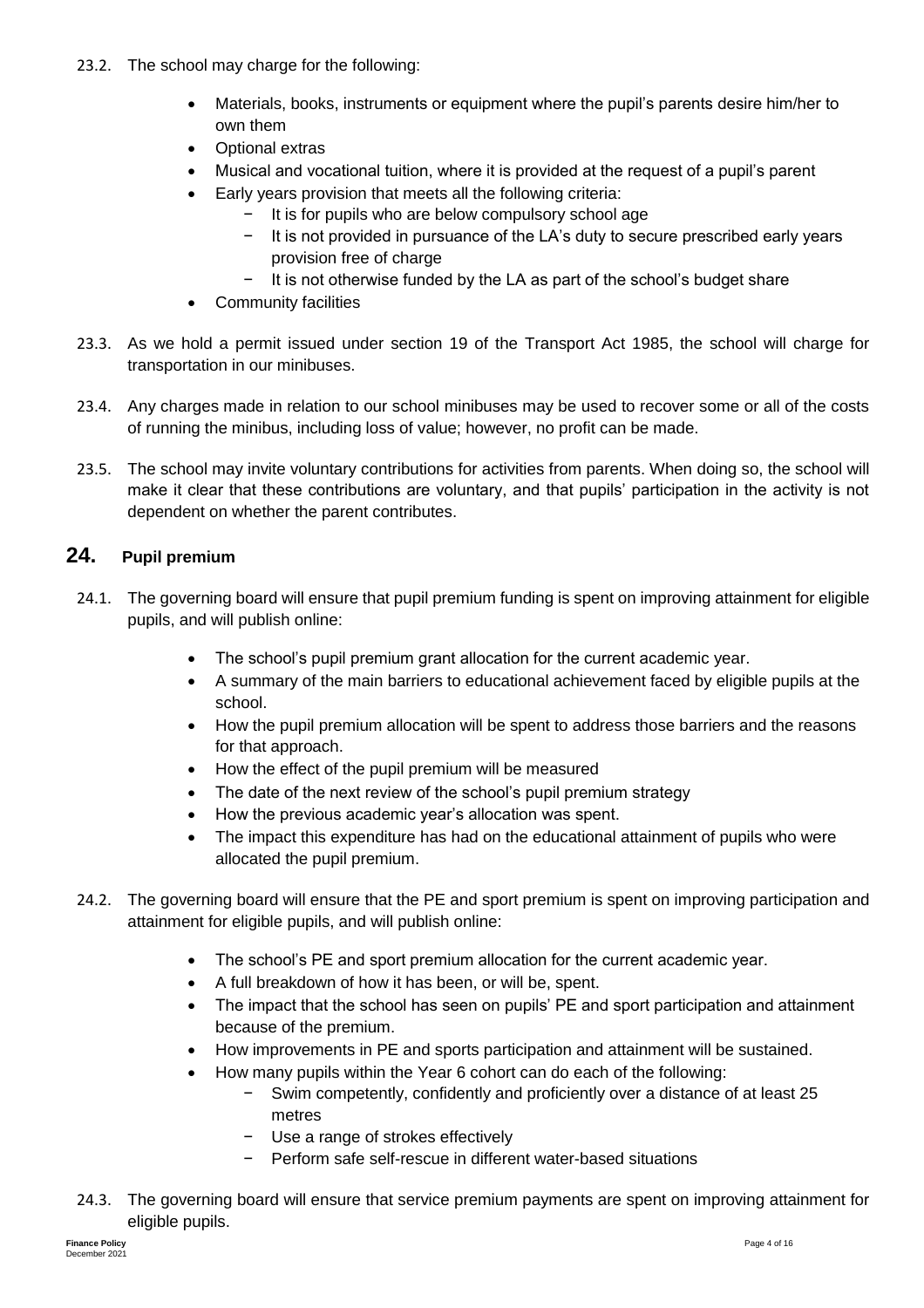23.2. The school may charge for the following:

- Materials, books, instruments or equipment where the pupil's parents desire him/her to own them
- Optional extras
- Musical and vocational tuition, where it is provided at the request of a pupil's parent
- Early years provision that meets all the following criteria:
  - It is for pupils who are below compulsory school age
  - It is not provided in pursuance of the LA's duty to secure prescribed early years provision free of charge
  - It is not otherwise funded by the LA as part of the school's budget share
- Community facilities

23.3. As we hold a permit issued under section 19 of the Transport Act 1985, the school will charge for transportation in our minibuses.

23.4. Any charges made in relation to our school minibuses may be used to recover some or all of the costs of running the minibus, including loss of value; however, no profit can be made.

23.5. The school may invite voluntary contributions for activities from parents. When doing so, the school will make it clear that these contributions are voluntary, and that pupils' participation in the activity is not dependent on whether the parent contributes.

## 24. Pupil premium

24.1. The governing board will ensure that pupil premium funding is spent on improving attainment for eligible pupils, and will publish online:

- The school's pupil premium grant allocation for the current academic year.
- A summary of the main barriers to educational achievement faced by eligible pupils at the school.
- How the pupil premium allocation will be spent to address those barriers and the reasons for that approach.
- How the effect of the pupil premium will be measured
- The date of the next review of the school's pupil premium strategy
- How the previous academic year's allocation was spent.
- The impact this expenditure has had on the educational attainment of pupils who were allocated the pupil premium.

24.2. The governing board will ensure that the PE and sport premium is spent on improving participation and attainment for eligible pupils, and will publish online:

- The school's PE and sport premium allocation for the current academic year.
- A full breakdown of how it has been, or will be, spent.
- The impact that the school has seen on pupils' PE and sport participation and attainment because of the premium.
- How improvements in PE and sports participation and attainment will be sustained.
- How many pupils within the Year 6 cohort can do each of the following:
  - Swim competently, confidently and proficiently over a distance of at least 25 metres
  - Use a range of strokes effectively
  - Perform safe self-rescue in different water-based situations

24.3. The governing board will ensure that service premium payments are spent on improving attainment for eligible pupils.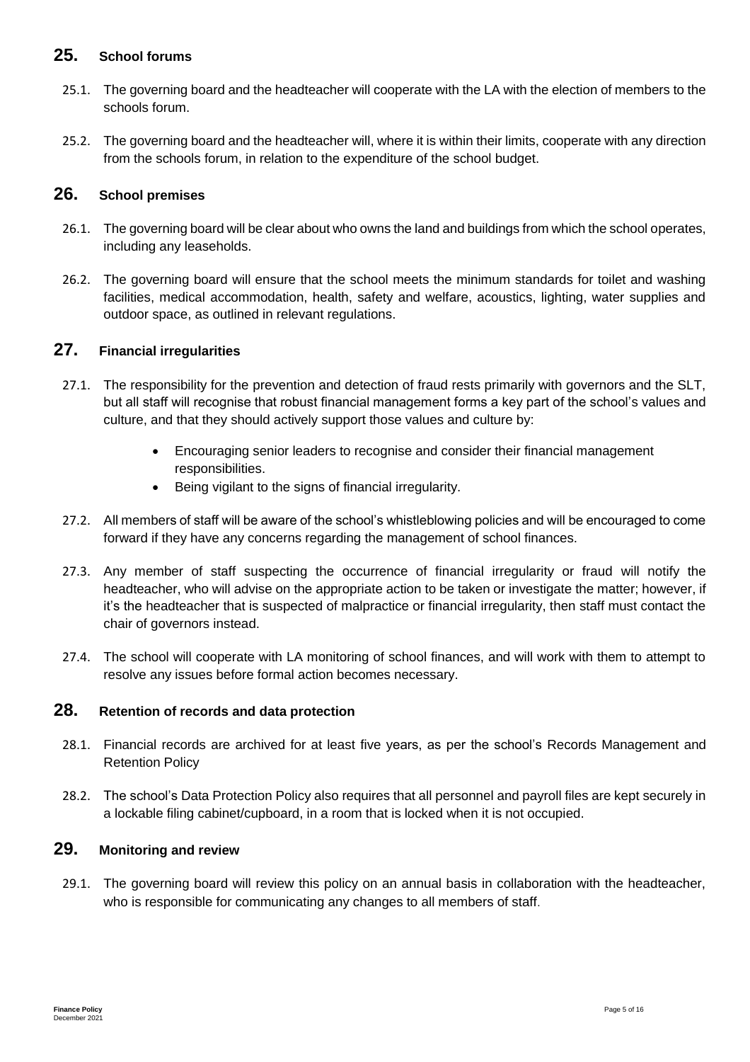## 25. School forums

25.1. The governing board and the headteacher will cooperate with the LA with the election of members to the schools forum.

25.2. The governing board and the headteacher will, where it is within their limits, cooperate with any direction from the schools forum, in relation to the expenditure of the school budget.

## 26. School premises

26.1. The governing board will be clear about who owns the land and buildings from which the school operates, including any leaseholds.

26.2. The governing board will ensure that the school meets the minimum standards for toilet and washing facilities, medical accommodation, health, safety and welfare, acoustics, lighting, water supplies and outdoor space, as outlined in relevant regulations.

## 27. Financial irregularities

27.1. The responsibility for the prevention and detection of fraud rests primarily with governors and the SLT, but all staff will recognise that robust financial management forms a key part of the school's values and culture, and that they should actively support those values and culture by:

- Encouraging senior leaders to recognise and consider their financial management responsibilities.
- Being vigilant to the signs of financial irregularity.

27.2. All members of staff will be aware of the school's whistleblowing policies and will be encouraged to come forward if they have any concerns regarding the management of school finances.

27.3. Any member of staff suspecting the occurrence of financial irregularity or fraud will notify the headteacher, who will advise on the appropriate action to be taken or investigate the matter; however, if it's the headteacher that is suspected of malpractice or financial irregularity, then staff must contact the chair of governors instead.

27.4. The school will cooperate with LA monitoring of school finances, and will work with them to attempt to resolve any issues before formal action becomes necessary.

## 28. Retention of records and data protection

28.1. Financial records are archived for at least five years, as per the school's Records Management and Retention Policy

28.2. The school's Data Protection Policy also requires that all personnel and payroll files are kept securely in a lockable filing cabinet/cupboard, in a room that is locked when it is not occupied.

## 29. Monitoring and review

29.1. The governing board will review this policy on an annual basis in collaboration with the headteacher, who is responsible for communicating any changes to all members of staff.